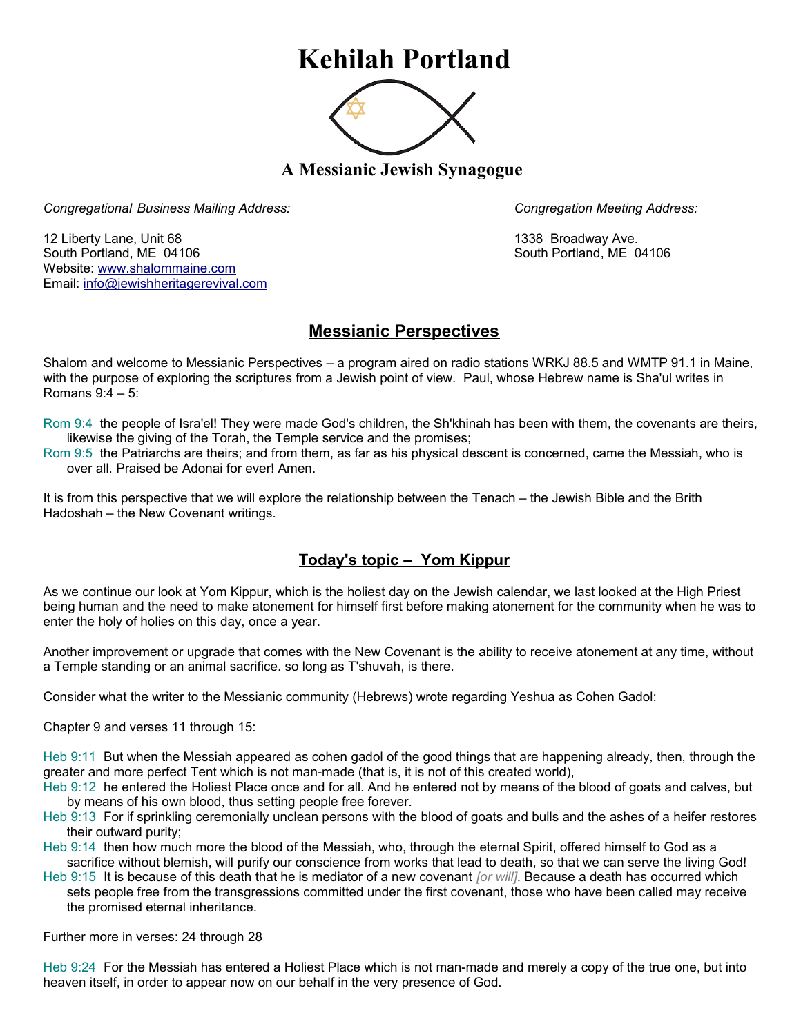# Kehilah Portland

### A Messianic Jewish Synagogue

*Congregational Business Mailing Address:*

12 Liberty Lane, Unit 68
South Portland, ME 04106
Website: www.shalommaine.com
Email: info@jewishheritagerevival.com

*Congregation Meeting Address:*

1338 Broadway Ave.
South Portland, ME 04106

## Messianic Perspectives

Shalom and welcome to Messianic Perspectives – a program aired on radio stations WRKJ 88.5 and WMTP 91.1 in Maine, with the purpose of exploring the scriptures from a Jewish point of view. Paul, whose Hebrew name is Sha'ul writes in Romans 9:4 – 5:

Rom 9:4 the people of Isra'el! They were made God's children, the Sh'khinah has been with them, the covenants are theirs, likewise the giving of the Torah, the Temple service and the promises;
Rom 9:5 the Patriarchs are theirs; and from them, as far as his physical descent is concerned, came the Messiah, who is over all. Praised be Adonai for ever! Amen.

It is from this perspective that we will explore the relationship between the Tenach – the Jewish Bible and the Brith Hadoshah – the New Covenant writings.

## Today's topic – Yom Kippur

As we continue our look at Yom Kippur, which is the holiest day on the Jewish calendar, we last looked at the High Priest being human and the need to make atonement for himself first before making atonement for the community when he was to enter the holy of holies on this day, once a year.

Another improvement or upgrade that comes with the New Covenant is the ability to receive atonement at any time, without a Temple standing or an animal sacrifice. so long as T'shuvah, is there.

Consider what the writer to the Messianic community (Hebrews) wrote regarding Yeshua as Cohen Gadol:

Chapter 9 and verses 11 through 15:

Heb 9:11 But when the Messiah appeared as cohen gadol of the good things that are happening already, then, through the greater and more perfect Tent which is not man-made (that is, it is not of this created world),
Heb 9:12 he entered the Holiest Place once and for all. And he entered not by means of the blood of goats and calves, but by means of his own blood, thus setting people free forever.
Heb 9:13 For if sprinkling ceremonially unclean persons with the blood of goats and bulls and the ashes of a heifer restores their outward purity;
Heb 9:14 then how much more the blood of the Messiah, who, through the eternal Spirit, offered himself to God as a sacrifice without blemish, will purify our conscience from works that lead to death, so that we can serve the living God!
Heb 9:15 It is because of this death that he is mediator of a new covenant *[or will]*. Because a death has occurred which sets people free from the transgressions committed under the first covenant, those who have been called may receive the promised eternal inheritance.

Further more in verses: 24 through 28

Heb 9:24 For the Messiah has entered a Holiest Place which is not man-made and merely a copy of the true one, but into heaven itself, in order to appear now on our behalf in the very presence of God.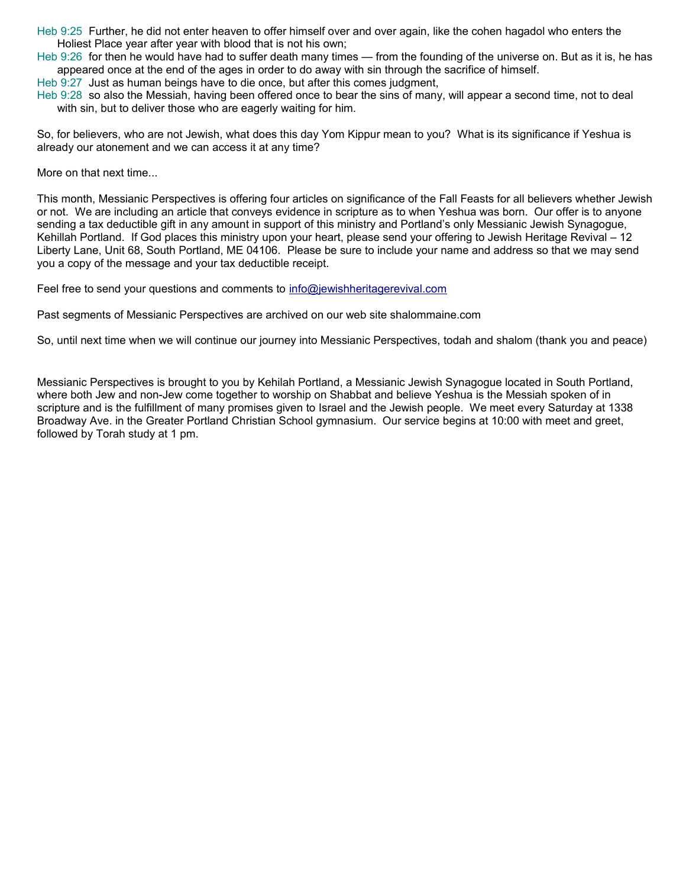Heb 9:25 Further, he did not enter heaven to offer himself over and over again, like the cohen hagadol who enters the Holiest Place year after year with blood that is not his own;

Heb 9:26 for then he would have had to suffer death many times — from the founding of the universe on. But as it is, he has appeared once at the end of the ages in order to do away with sin through the sacrifice of himself.

Heb 9:27 Just as human beings have to die once, but after this comes judgment,

Heb 9:28 so also the Messiah, having been offered once to bear the sins of many, will appear a second time, not to deal with sin, but to deliver those who are eagerly waiting for him.

So, for believers, who are not Jewish, what does this day Yom Kippur mean to you? What is its significance if Yeshua is already our atonement and we can access it at any time?

More on that next time...

This month, Messianic Perspectives is offering four articles on significance of the Fall Feasts for all believers whether Jewish or not. We are including an article that conveys evidence in scripture as to when Yeshua was born. Our offer is to anyone sending a tax deductible gift in any amount in support of this ministry and Portland's only Messianic Jewish Synagogue, Kehillah Portland. If God places this ministry upon your heart, please send your offering to Jewish Heritage Revival – 12 Liberty Lane, Unit 68, South Portland, ME 04106. Please be sure to include your name and address so that we may send you a copy of the message and your tax deductible receipt.

Feel free to send your questions and comments to info@jewishheritagerevival.com

Past segments of Messianic Perspectives are archived on our web site shalommaine.com

So, until next time when we will continue our journey into Messianic Perspectives, todah and shalom (thank you and peace)

Messianic Perspectives is brought to you by Kehilah Portland, a Messianic Jewish Synagogue located in South Portland, where both Jew and non-Jew come together to worship on Shabbat and believe Yeshua is the Messiah spoken of in scripture and is the fulfillment of many promises given to Israel and the Jewish people. We meet every Saturday at 1338 Broadway Ave. in the Greater Portland Christian School gymnasium. Our service begins at 10:00 with meet and greet, followed by Torah study at 1 pm.